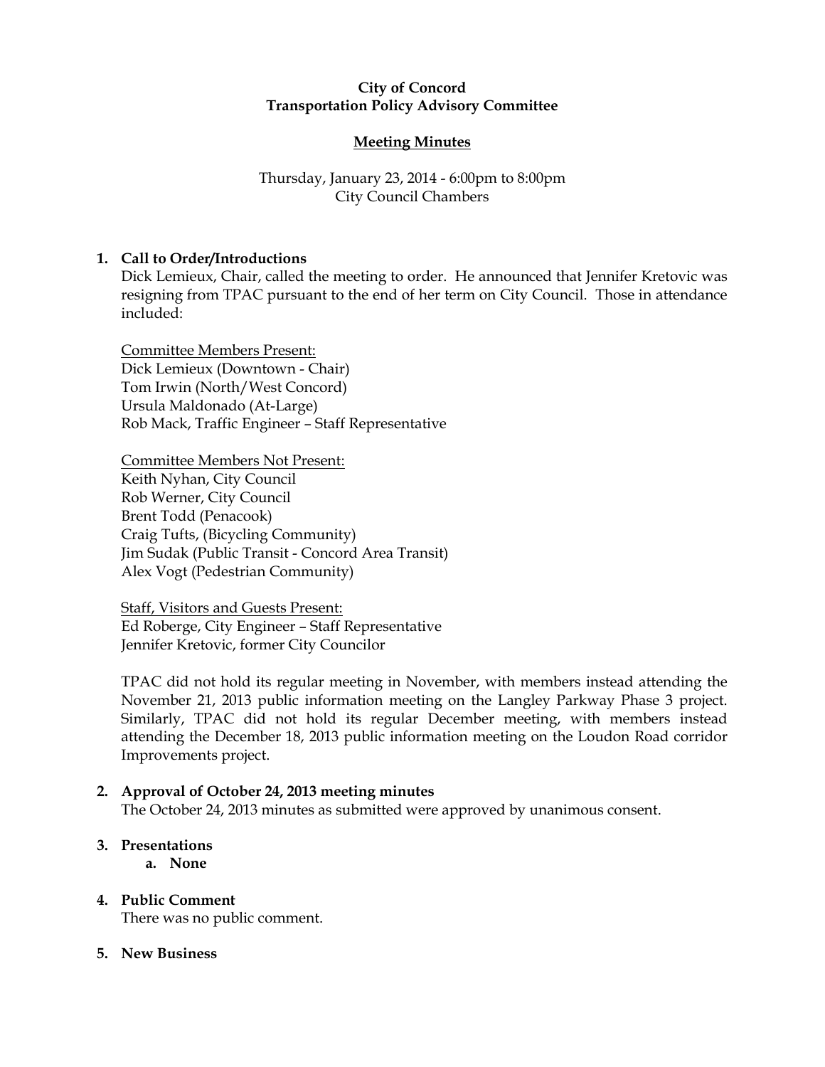**City of Concord**
**Transportation Policy Advisory Committee**

**Meeting Minutes**

Thursday, January 23, 2014 - 6:00pm to 8:00pm
City Council Chambers

1. **Call to Order/Introductions**
   Dick Lemieux, Chair, called the meeting to order. He announced that Jennifer Kretovic was resigning from TPAC pursuant to the end of her term on City Council. Those in attendance included:

   Committee Members Present:
   Dick Lemieux (Downtown - Chair)
   Tom Irwin (North/West Concord)
   Ursula Maldonado (At-Large)
   Rob Mack, Traffic Engineer – Staff Representative

   Committee Members Not Present:
   Keith Nyhan, City Council
   Rob Werner, City Council
   Brent Todd (Penacook)
   Craig Tufts, (Bicycling Community)
   Jim Sudak (Public Transit - Concord Area Transit)
   Alex Vogt (Pedestrian Community)

   Staff, Visitors and Guests Present:
   Ed Roberge, City Engineer – Staff Representative
   Jennifer Kretovic, former City Councilor

   TPAC did not hold its regular meeting in November, with members instead attending the November 21, 2013 public information meeting on the Langley Parkway Phase 3 project. Similarly, TPAC did not hold its regular December meeting, with members instead attending the December 18, 2013 public information meeting on the Loudon Road corridor Improvements project.

2. **Approval of October 24, 2013 meeting minutes**
   The October 24, 2013 minutes as submitted were approved by unanimous consent.

3. **Presentations**
   a. **None**

4. **Public Comment**
   There was no public comment.

5. **New Business**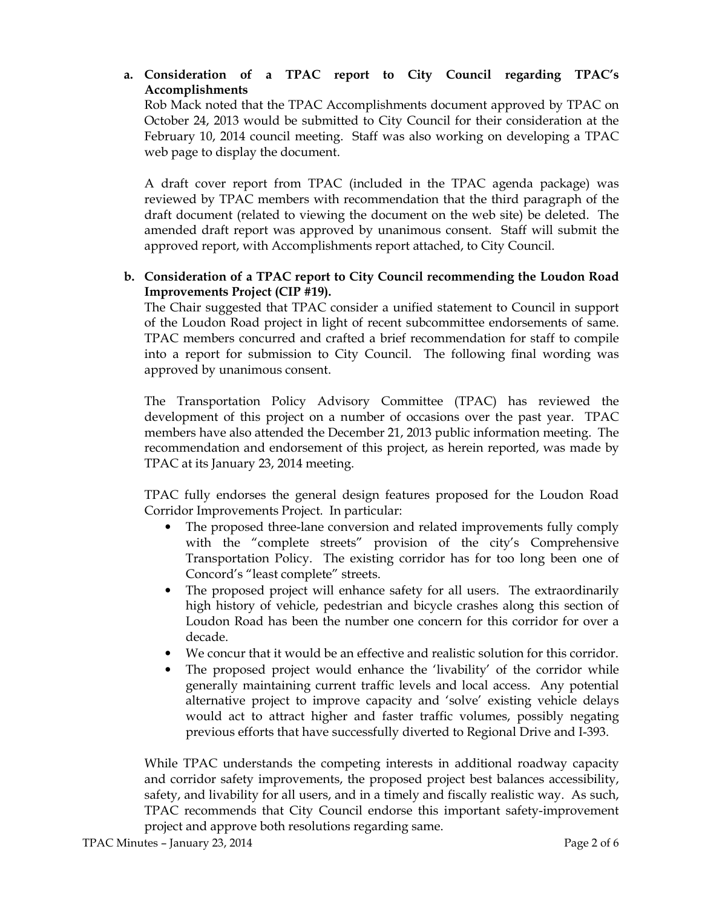**a. Consideration of a TPAC report to City Council regarding TPAC's Accomplishments**

Rob Mack noted that the TPAC Accomplishments document approved by TPAC on October 24, 2013 would be submitted to City Council for their consideration at the February 10, 2014 council meeting. Staff was also working on developing a TPAC web page to display the document.

A draft cover report from TPAC (included in the TPAC agenda package) was reviewed by TPAC members with recommendation that the third paragraph of the draft document (related to viewing the document on the web site) be deleted. The amended draft report was approved by unanimous consent. Staff will submit the approved report, with Accomplishments report attached, to City Council.

**b. Consideration of a TPAC report to City Council recommending the Loudon Road Improvements Project (CIP #19).**

The Chair suggested that TPAC consider a unified statement to Council in support of the Loudon Road project in light of recent subcommittee endorsements of same. TPAC members concurred and crafted a brief recommendation for staff to compile into a report for submission to City Council. The following final wording was approved by unanimous consent.

The Transportation Policy Advisory Committee (TPAC) has reviewed the development of this project on a number of occasions over the past year. TPAC members have also attended the December 21, 2013 public information meeting. The recommendation and endorsement of this project, as herein reported, was made by TPAC at its January 23, 2014 meeting.

TPAC fully endorses the general design features proposed for the Loudon Road Corridor Improvements Project. In particular:

- The proposed three-lane conversion and related improvements fully comply with the "complete streets" provision of the city's Comprehensive Transportation Policy. The existing corridor has for too long been one of Concord's "least complete" streets.
- The proposed project will enhance safety for all users. The extraordinarily high history of vehicle, pedestrian and bicycle crashes along this section of Loudon Road has been the number one concern for this corridor for over a decade.
- We concur that it would be an effective and realistic solution for this corridor.
- The proposed project would enhance the 'livability' of the corridor while generally maintaining current traffic levels and local access. Any potential alternative project to improve capacity and 'solve' existing vehicle delays would act to attract higher and faster traffic volumes, possibly negating previous efforts that have successfully diverted to Regional Drive and I-393.

While TPAC understands the competing interests in additional roadway capacity and corridor safety improvements, the proposed project best balances accessibility, safety, and livability for all users, and in a timely and fiscally realistic way. As such, TPAC recommends that City Council endorse this important safety-improvement project and approve both resolutions regarding same.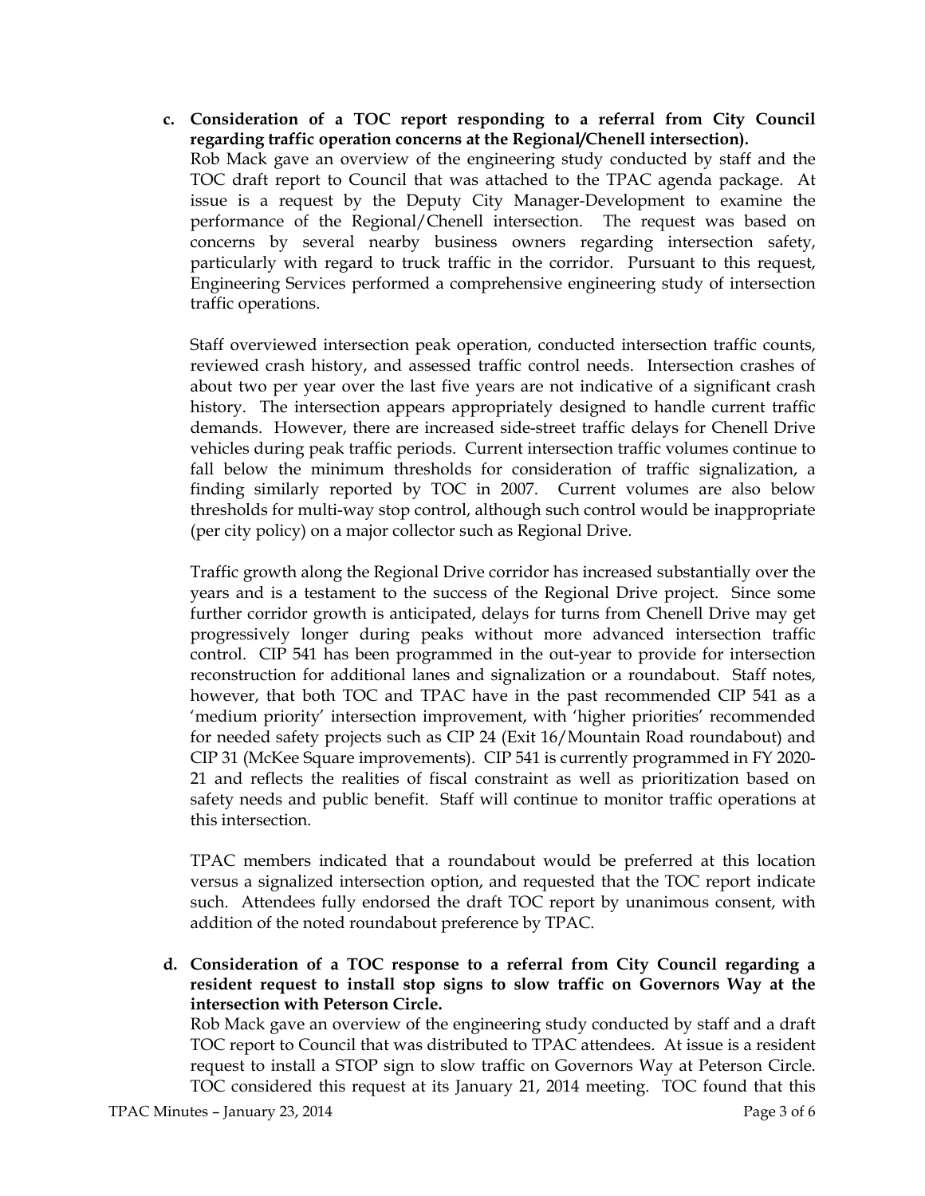**c. Consideration of a TOC report responding to a referral from City Council regarding traffic operation concerns at the Regional/Chenell intersection).**

Rob Mack gave an overview of the engineering study conducted by staff and the TOC draft report to Council that was attached to the TPAC agenda package. At issue is a request by the Deputy City Manager-Development to examine the performance of the Regional/Chenell intersection. The request was based on concerns by several nearby business owners regarding intersection safety, particularly with regard to truck traffic in the corridor. Pursuant to this request, Engineering Services performed a comprehensive engineering study of intersection traffic operations.

Staff overviewed intersection peak operation, conducted intersection traffic counts, reviewed crash history, and assessed traffic control needs. Intersection crashes of about two per year over the last five years are not indicative of a significant crash history. The intersection appears appropriately designed to handle current traffic demands. However, there are increased side-street traffic delays for Chenell Drive vehicles during peak traffic periods. Current intersection traffic volumes continue to fall below the minimum thresholds for consideration of traffic signalization, a finding similarly reported by TOC in 2007. Current volumes are also below thresholds for multi-way stop control, although such control would be inappropriate (per city policy) on a major collector such as Regional Drive.

Traffic growth along the Regional Drive corridor has increased substantially over the years and is a testament to the success of the Regional Drive project. Since some further corridor growth is anticipated, delays for turns from Chenell Drive may get progressively longer during peaks without more advanced intersection traffic control. CIP 541 has been programmed in the out-year to provide for intersection reconstruction for additional lanes and signalization or a roundabout. Staff notes, however, that both TOC and TPAC have in the past recommended CIP 541 as a 'medium priority' intersection improvement, with 'higher priorities' recommended for needed safety projects such as CIP 24 (Exit 16/Mountain Road roundabout) and CIP 31 (McKee Square improvements). CIP 541 is currently programmed in FY 2020-21 and reflects the realities of fiscal constraint as well as prioritization based on safety needs and public benefit. Staff will continue to monitor traffic operations at this intersection.

TPAC members indicated that a roundabout would be preferred at this location versus a signalized intersection option, and requested that the TOC report indicate such. Attendees fully endorsed the draft TOC report by unanimous consent, with addition of the noted roundabout preference by TPAC.

**d. Consideration of a TOC response to a referral from City Council regarding a resident request to install stop signs to slow traffic on Governors Way at the intersection with Peterson Circle.**

Rob Mack gave an overview of the engineering study conducted by staff and a draft TOC report to Council that was distributed to TPAC attendees. At issue is a resident request to install a STOP sign to slow traffic on Governors Way at Peterson Circle. TOC considered this request at its January 21, 2014 meeting. TOC found that this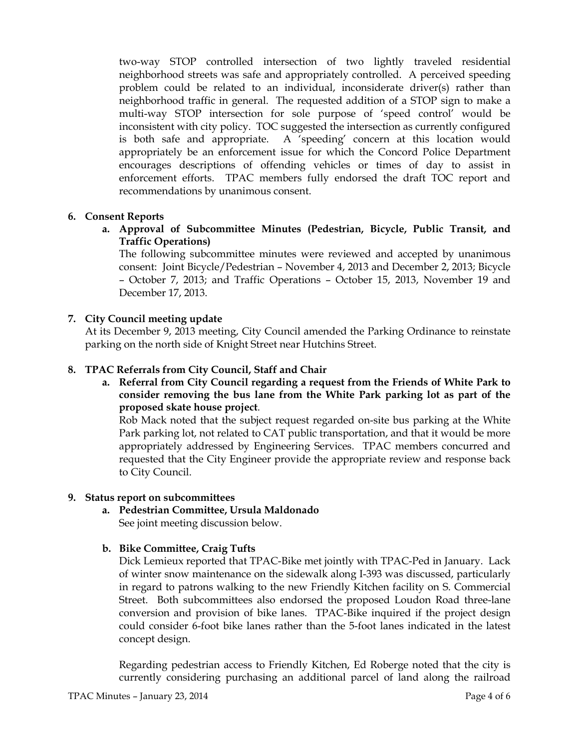two-way STOP controlled intersection of two lightly traveled residential neighborhood streets was safe and appropriately controlled. A perceived speeding problem could be related to an individual, inconsiderate driver(s) rather than neighborhood traffic in general. The requested addition of a STOP sign to make a multi-way STOP intersection for sole purpose of 'speed control' would be inconsistent with city policy. TOC suggested the intersection as currently configured is both safe and appropriate. A 'speeding' concern at this location would appropriately be an enforcement issue for which the Concord Police Department encourages descriptions of offending vehicles or times of day to assist in enforcement efforts. TPAC members fully endorsed the draft TOC report and recommendations by unanimous consent.

**6. Consent Reports**

**a. Approval of Subcommittee Minutes (Pedestrian, Bicycle, Public Transit, and Traffic Operations)**

The following subcommittee minutes were reviewed and accepted by unanimous consent: Joint Bicycle/Pedestrian – November 4, 2013 and December 2, 2013; Bicycle – October 7, 2013; and Traffic Operations – October 15, 2013, November 19 and December 17, 2013.

**7. City Council meeting update**

At its December 9, 2013 meeting, City Council amended the Parking Ordinance to reinstate parking on the north side of Knight Street near Hutchins Street.

**8. TPAC Referrals from City Council, Staff and Chair**

**a. Referral from City Council regarding a request from the Friends of White Park to consider removing the bus lane from the White Park parking lot as part of the proposed skate house project**.

Rob Mack noted that the subject request regarded on-site bus parking at the White Park parking lot, not related to CAT public transportation, and that it would be more appropriately addressed by Engineering Services. TPAC members concurred and requested that the City Engineer provide the appropriate review and response back to City Council.

**9. Status report on subcommittees**

**a. Pedestrian Committee, Ursula Maldonado**

See joint meeting discussion below.

**b. Bike Committee, Craig Tufts**

Dick Lemieux reported that TPAC-Bike met jointly with TPAC-Ped in January. Lack of winter snow maintenance on the sidewalk along I-393 was discussed, particularly in regard to patrons walking to the new Friendly Kitchen facility on S. Commercial Street. Both subcommittees also endorsed the proposed Loudon Road three-lane conversion and provision of bike lanes. TPAC-Bike inquired if the project design could consider 6-foot bike lanes rather than the 5-foot lanes indicated in the latest concept design.

Regarding pedestrian access to Friendly Kitchen, Ed Roberge noted that the city is currently considering purchasing an additional parcel of land along the railroad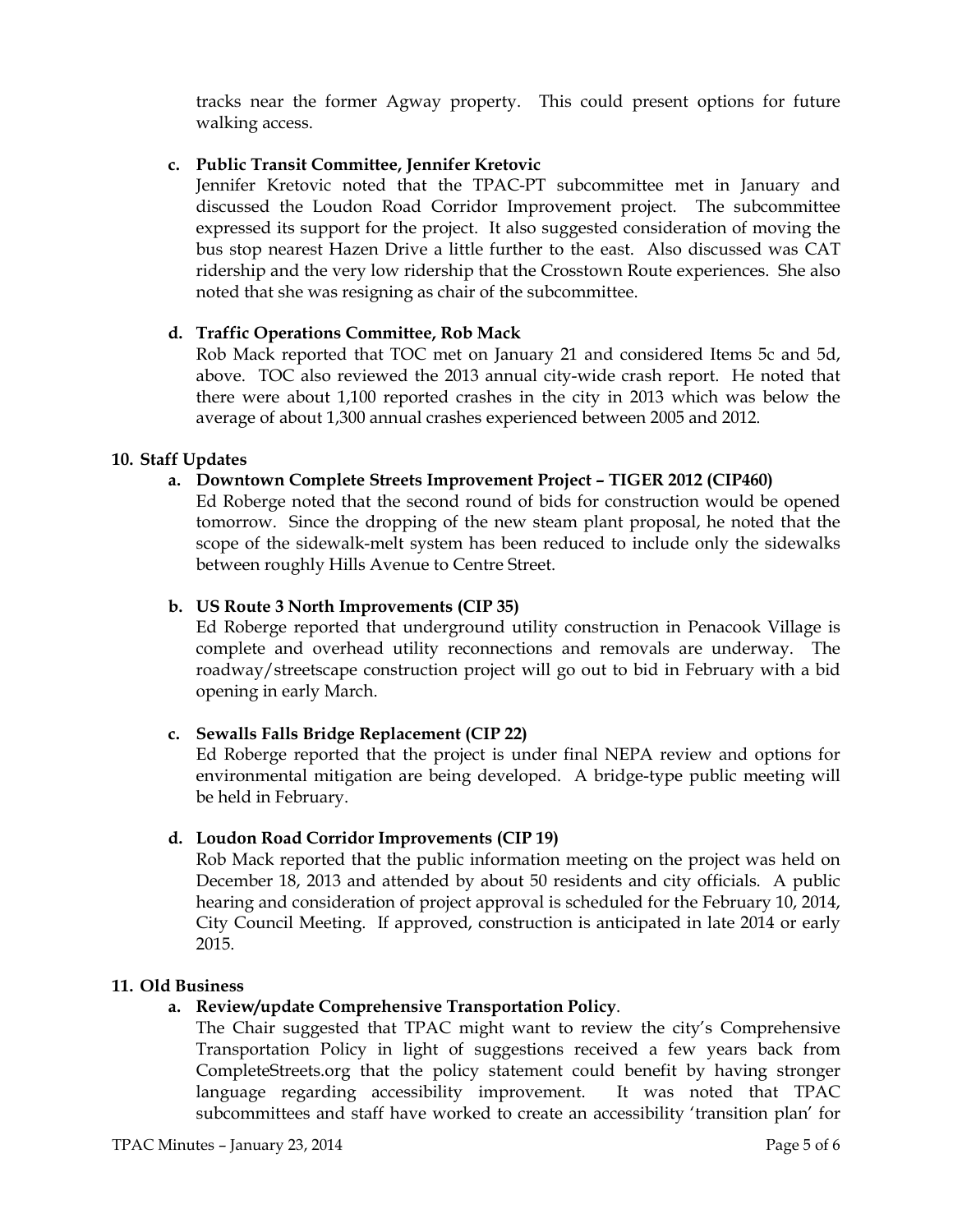tracks near the former Agway property. This could present options for future walking access.

**c. Public Transit Committee, Jennifer Kretovic**

Jennifer Kretovic noted that the TPAC-PT subcommittee met in January and discussed the Loudon Road Corridor Improvement project. The subcommittee expressed its support for the project. It also suggested consideration of moving the bus stop nearest Hazen Drive a little further to the east. Also discussed was CAT ridership and the very low ridership that the Crosstown Route experiences. She also noted that she was resigning as chair of the subcommittee.

**d. Traffic Operations Committee, Rob Mack**

Rob Mack reported that TOC met on January 21 and considered Items 5c and 5d, above. TOC also reviewed the 2013 annual city-wide crash report. He noted that there were about 1,100 reported crashes in the city in 2013 which was below the average of about 1,300 annual crashes experienced between 2005 and 2012.

**10. Staff Updates**

**a. Downtown Complete Streets Improvement Project – TIGER 2012 (CIP460)**

Ed Roberge noted that the second round of bids for construction would be opened tomorrow. Since the dropping of the new steam plant proposal, he noted that the scope of the sidewalk-melt system has been reduced to include only the sidewalks between roughly Hills Avenue to Centre Street.

**b. US Route 3 North Improvements (CIP 35)**

Ed Roberge reported that underground utility construction in Penacook Village is complete and overhead utility reconnections and removals are underway. The roadway/streetscape construction project will go out to bid in February with a bid opening in early March.

**c. Sewalls Falls Bridge Replacement (CIP 22)**

Ed Roberge reported that the project is under final NEPA review and options for environmental mitigation are being developed. A bridge-type public meeting will be held in February.

**d. Loudon Road Corridor Improvements (CIP 19)**

Rob Mack reported that the public information meeting on the project was held on December 18, 2013 and attended by about 50 residents and city officials. A public hearing and consideration of project approval is scheduled for the February 10, 2014, City Council Meeting. If approved, construction is anticipated in late 2014 or early 2015.

**11. Old Business**

**a. Review/update Comprehensive Transportation Policy**.

The Chair suggested that TPAC might want to review the city's Comprehensive Transportation Policy in light of suggestions received a few years back from CompleteStreets.org that the policy statement could benefit by having stronger language regarding accessibility improvement. It was noted that TPAC subcommittees and staff have worked to create an accessibility 'transition plan' for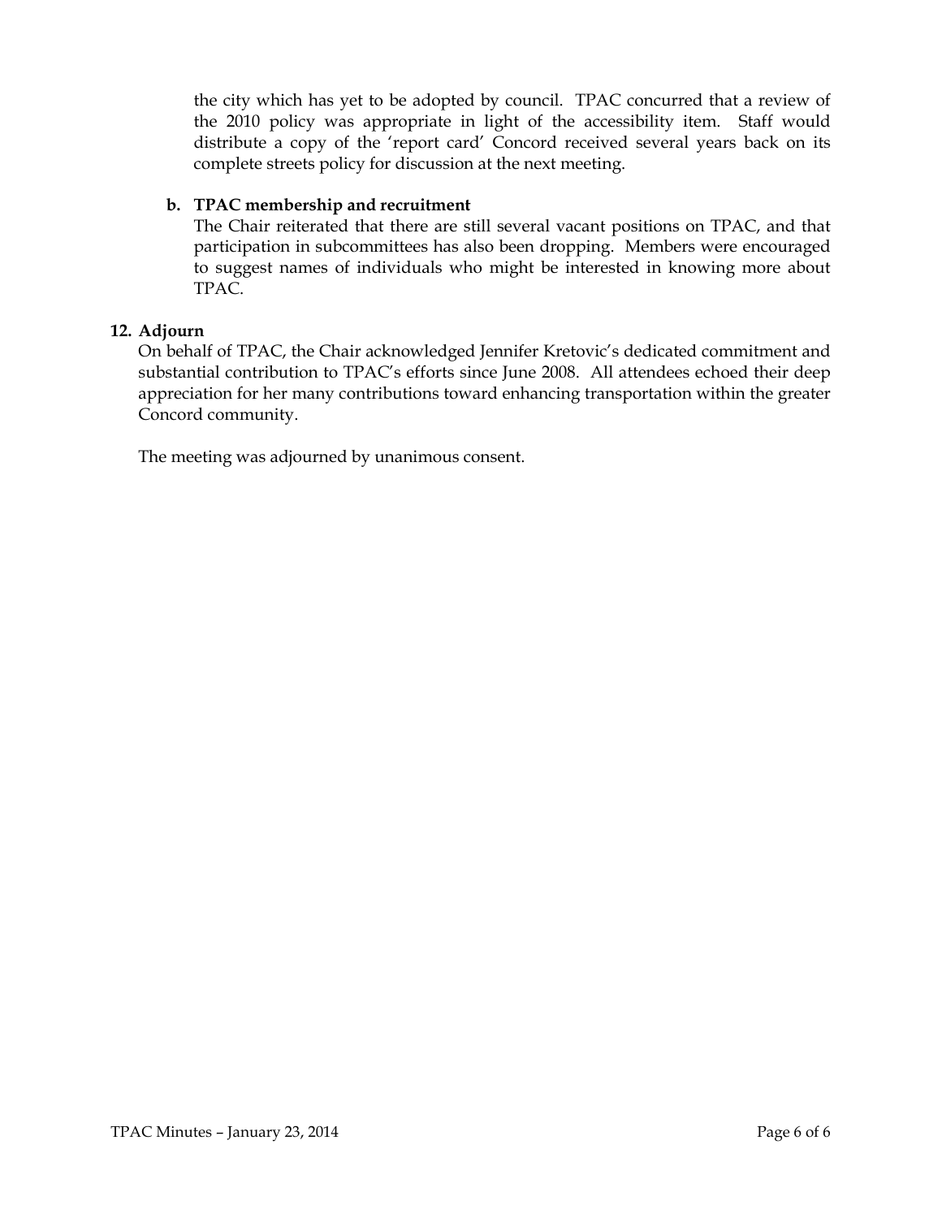the city which has yet to be adopted by council. TPAC concurred that a review of the 2010 policy was appropriate in light of the accessibility item. Staff would distribute a copy of the 'report card' Concord received several years back on its complete streets policy for discussion at the next meeting.

**b. TPAC membership and recruitment**

The Chair reiterated that there are still several vacant positions on TPAC, and that participation in subcommittees has also been dropping. Members were encouraged to suggest names of individuals who might be interested in knowing more about TPAC.

**12. Adjourn**

On behalf of TPAC, the Chair acknowledged Jennifer Kretovic's dedicated commitment and substantial contribution to TPAC's efforts since June 2008. All attendees echoed their deep appreciation for her many contributions toward enhancing transportation within the greater Concord community.

The meeting was adjourned by unanimous consent.